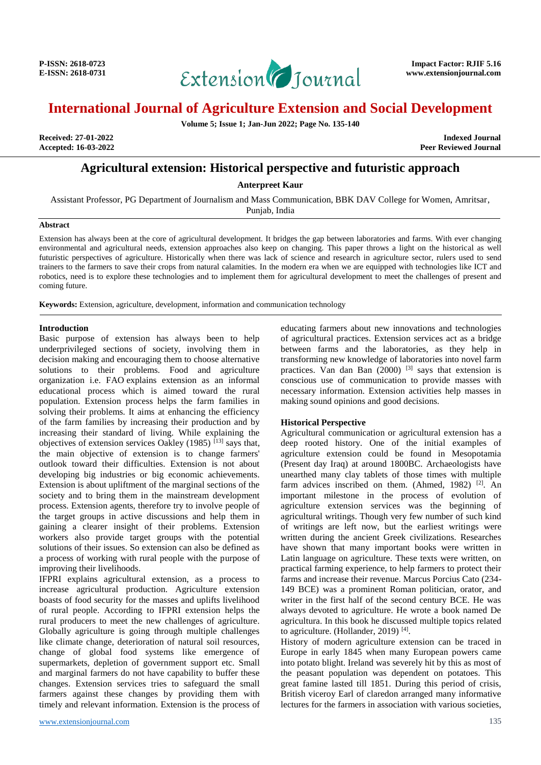# International Journal of Agriculture Extension and Social Development

**Received:** 27-01-2022
**Accepted:** 16-03-2022

## Agricultural extension: Historical perspective and futuristic approach

**Anterpreet Kaur**

Assistant Professor, PG Department of Journalism and Mass Communication, BBK DAV College for Women, Amritsar, Punjab, India

### Abstract

Extension has always been at the core of agricultural development. It bridges the gap between laboratories and farms. With ever changing environmental and agricultural needs, extension approaches also keep on changing. This paper throws a light on the historical as well futuristic perspectives of agriculture. Historically when there was lack of science and research in agriculture sector, rulers used to send trainers to the farmers to save their crops from natural calamities. In the modern era when we are equipped with technologies like ICT and robotics, need is to explore these technologies and to implement them for agricultural development to meet the challenges of present and coming future.

**Keywords:** Extension, agriculture, development, information and communication technology

### Introduction

Basic purpose of extension has always been to help underprivileged sections of society, involving them in decision making and encouraging them to choose alternative solutions to their problems. Food and agriculture organization i.e. FAO explains extension as an informal educational process which is aimed toward the rural population. Extension process helps the farm families in solving their problems. It aims at enhancing the efficiency of the farm families by increasing their production and by increasing their standard of living. While explaining the objectives of extension services Oakley (1985) [13] says that, the main objective of extension is to change farmers' outlook toward their difficulties. Extension is not about developing big industries or big economic achievements. Extension is about upliftment of the marginal sections of the society and to bring them in the mainstream development process. Extension agents, therefore try to involve people of the target groups in active discussions and help them in gaining a clearer insight of their problems. Extension workers also provide target groups with the potential solutions of their issues. So extension can also be defined as a process of working with rural people with the purpose of improving their livelihoods.

IFPRI explains agricultural extension, as a process to increase agricultural production. Agriculture extension boasts of food security for the masses and uplifts livelihood of rural people. According to IFPRI extension helps the rural producers to meet the new challenges of agriculture. Globally agriculture is going through multiple challenges like climate change, deterioration of natural soil resources, change of global food systems like emergence of supermarkets, depletion of government support etc. Small and marginal farmers do not have capability to buffer these changes. Extension services tries to safeguard the small farmers against these changes by providing them with timely and relevant information. Extension is the process of educating farmers about new innovations and technologies of agricultural practices. Extension services act as a bridge between farms and the laboratories, as they help in transforming new knowledge of laboratories into novel farm practices. Van dan Ban (2000) [3] says that extension is conscious use of communication to provide masses with necessary information. Extension activities help masses in making sound opinions and good decisions.

### Historical Perspective

Agricultural communication or agricultural extension has a deep rooted history. One of the initial examples of agriculture extension could be found in Mesopotamia (Present day Iraq) at around 1800BC. Archaeologists have unearthed many clay tablets of those times with multiple farm advices inscribed on them. (Ahmed, 1982) [2]. An important milestone in the process of evolution of agriculture extension services was the beginning of agricultural writings. Though very few number of such kind of writings are left now, but the earliest writings were written during the ancient Greek civilizations. Researches have shown that many important books were written in Latin language on agriculture. These texts were written, on practical farming experience, to help farmers to protect their farms and increase their revenue. Marcus Porcius Cato (234-149 BCE) was a prominent Roman politician, orator, and writer in the first half of the second century BCE. He was always devoted to agriculture. He wrote a book named De agricultura. In this book he discussed multiple topics related to agriculture. (Hollander, 2019) [4].

History of modern agriculture extension can be traced in Europe in early 1845 when many European powers came into potato blight. Ireland was severely hit by this as most of the peasant population was dependent on potatoes. This great famine lasted till 1851. During this period of crisis, British viceroy Earl of claredon arranged many informative lectures for the farmers in association with various societies,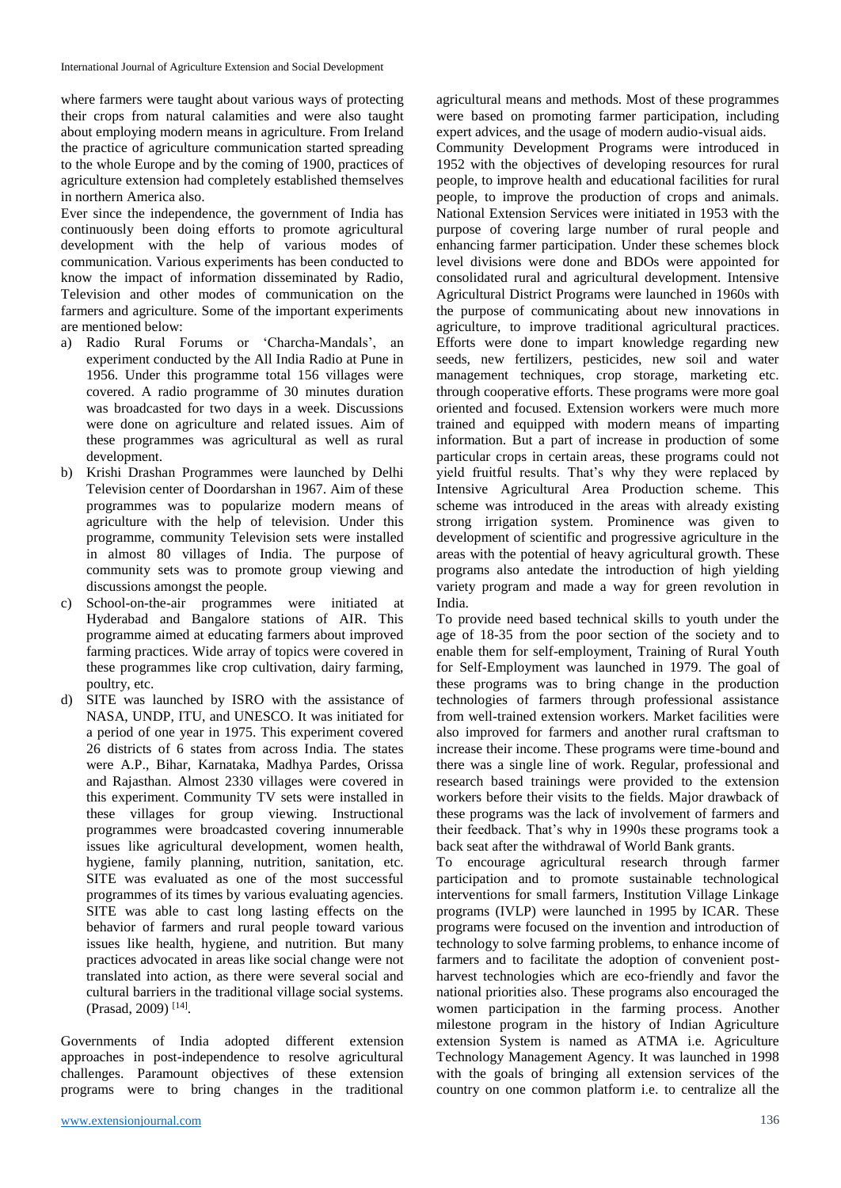where farmers were taught about various ways of protecting their crops from natural calamities and were also taught about employing modern means in agriculture. From Ireland the practice of agriculture communication started spreading to the whole Europe and by the coming of 1900, practices of agriculture extension had completely established themselves in northern America also.

Ever since the independence, the government of India has continuously been doing efforts to promote agricultural development with the help of various modes of communication. Various experiments has been conducted to know the impact of information disseminated by Radio, Television and other modes of communication on the farmers and agriculture. Some of the important experiments are mentioned below:

a) Radio Rural Forums or 'Charcha-Mandals', an experiment conducted by the All India Radio at Pune in 1956. Under this programme total 156 villages were covered. A radio programme of 30 minutes duration was broadcasted for two days in a week. Discussions were done on agriculture and related issues. Aim of these programmes was agricultural as well as rural development.
b) Krishi Drashan Programmes were launched by Delhi Television center of Doordarshan in 1967. Aim of these programmes was to popularize modern means of agriculture with the help of television. Under this programme, community Television sets were installed in almost 80 villages of India. The purpose of community sets was to promote group viewing and discussions amongst the people.
c) School-on-the-air programmes were initiated at Hyderabad and Bangalore stations of AIR. This programme aimed at educating farmers about improved farming practices. Wide array of topics were covered in these programmes like crop cultivation, dairy farming, poultry, etc.
d) SITE was launched by ISRO with the assistance of NASA, UNDP, ITU, and UNESCO. It was initiated for a period of one year in 1975. This experiment covered 26 districts of 6 states from across India. The states were A.P., Bihar, Karnataka, Madhya Pardes, Orissa and Rajasthan. Almost 2330 villages were covered in this experiment. Community TV sets were installed in these villages for group viewing. Instructional programmes were broadcasted covering innumerable issues like agricultural development, women health, hygiene, family planning, nutrition, sanitation, etc. SITE was evaluated as one of the most successful programmes of its times by various evaluating agencies. SITE was able to cast long lasting effects on the behavior of farmers and rural people toward various issues like health, hygiene, and nutrition. But many practices advocated in areas like social change were not translated into action, as there were several social and cultural barriers in the traditional village social systems. (Prasad, 2009) [14].

Governments of India adopted different extension approaches in post-independence to resolve agricultural challenges. Paramount objectives of these extension programs were to bring changes in the traditional agricultural means and methods. Most of these programmes were based on promoting farmer participation, including expert advices, and the usage of modern audio-visual aids.

Community Development Programs were introduced in 1952 with the objectives of developing resources for rural people, to improve health and educational facilities for rural people, to improve the production of crops and animals. National Extension Services were initiated in 1953 with the purpose of covering large number of rural people and enhancing farmer participation. Under these schemes block level divisions were done and BDOs were appointed for consolidated rural and agricultural development. Intensive Agricultural District Programs were launched in 1960s with the purpose of communicating about new innovations in agriculture, to improve traditional agricultural practices. Efforts were done to impart knowledge regarding new seeds, new fertilizers, pesticides, new soil and water management techniques, crop storage, marketing etc. through cooperative efforts. These programs were more goal oriented and focused. Extension workers were much more trained and equipped with modern means of imparting information. But a part of increase in production of some particular crops in certain areas, these programs could not yield fruitful results. That's why they were replaced by Intensive Agricultural Area Production scheme. This scheme was introduced in the areas with already existing strong irrigation system. Prominence was given to development of scientific and progressive agriculture in the areas with the potential of heavy agricultural growth. These programs also antedate the introduction of high yielding variety program and made a way for green revolution in India.

To provide need based technical skills to youth under the age of 18-35 from the poor section of the society and to enable them for self-employment, Training of Rural Youth for Self-Employment was launched in 1979. The goal of these programs was to bring change in the production technologies of farmers through professional assistance from well-trained extension workers. Market facilities were also improved for farmers and another rural craftsman to increase their income. These programs were time-bound and there was a single line of work. Regular, professional and research based trainings were provided to the extension workers before their visits to the fields. Major drawback of these programs was the lack of involvement of farmers and their feedback. That's why in 1990s these programs took a back seat after the withdrawal of World Bank grants.

To encourage agricultural research through farmer participation and to promote sustainable technological interventions for small farmers, Institution Village Linkage programs (IVLP) were launched in 1995 by ICAR. These programs were focused on the invention and introduction of technology to solve farming problems, to enhance income of farmers and to facilitate the adoption of convenient post-harvest technologies which are eco-friendly and favor the national priorities also. These programs also encouraged the women participation in the farming process. Another milestone program in the history of Indian Agriculture extension System is named as ATMA i.e. Agriculture Technology Management Agency. It was launched in 1998 with the goals of bringing all extension services of the country on one common platform i.e. to centralize all the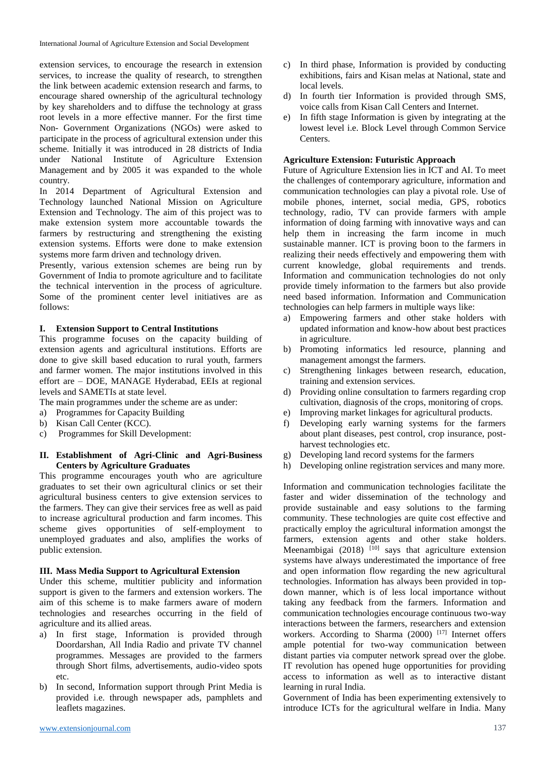extension services, to encourage the research in extension services, to increase the quality of research, to strengthen the link between academic extension research and farms, to encourage shared ownership of the agricultural technology by key shareholders and to diffuse the technology at grass root levels in a more effective manner. For the first time Non- Government Organizations (NGOs) were asked to participate in the process of agricultural extension under this scheme. Initially it was introduced in 28 districts of India under National Institute of Agriculture Extension Management and by 2005 it was expanded to the whole country.

In 2014 Department of Agricultural Extension and Technology launched National Mission on Agriculture Extension and Technology. The aim of this project was to make extension system more accountable towards the farmers by restructuring and strengthening the existing extension systems. Efforts were done to make extension systems more farm driven and technology driven.

Presently, various extension schemes are being run by Government of India to promote agriculture and to facilitate the technical intervention in the process of agriculture. Some of the prominent center level initiatives are as follows:

#### I. Extension Support to Central Institutions

This programme focuses on the capacity building of extension agents and agricultural institutions. Efforts are done to give skill based education to rural youth, farmers and farmer women. The major institutions involved in this effort are – DOE, MANAGE Hyderabad, EEIs at regional levels and SAMETIs at state level.

The main programmes under the scheme are as under:

a) Programmes for Capacity Building
b) Kisan Call Center (KCC).
c) Programmes for Skill Development:

#### II. Establishment of Agri-Clinic and Agri-Business Centers by Agriculture Graduates

This programme encourages youth who are agriculture graduates to set their own agricultural clinics or set their agricultural business centers to give extension services to the farmers. They can give their services free as well as paid to increase agricultural production and farm incomes. This scheme gives opportunities of self-employment to unemployed graduates and also, amplifies the works of public extension.

#### III. Mass Media Support to Agricultural Extension

Under this scheme, multitier publicity and information support is given to the farmers and extension workers. The aim of this scheme is to make farmers aware of modern technologies and researches occurring in the field of agriculture and its allied areas.

a) In first stage, Information is provided through Doordarshan, All India Radio and private TV channel programmes. Messages are provided to the farmers through Short films, advertisements, audio-video spots etc.
b) In second, Information support through Print Media is provided i.e. through newspaper ads, pamphlets and leaflets magazines.
c) In third phase, Information is provided by conducting exhibitions, fairs and Kisan melas at National, state and local levels.
d) In fourth tier Information is provided through SMS, voice calls from Kisan Call Centers and Internet.
e) In fifth stage Information is given by integrating at the lowest level i.e. Block Level through Common Service Centers.

### Agriculture Extension: Futuristic Approach

Future of Agriculture Extension lies in ICT and AI. To meet the challenges of contemporary agriculture, information and communication technologies can play a pivotal role. Use of mobile phones, internet, social media, GPS, robotics technology, radio, TV can provide farmers with ample information of doing farming with innovative ways and can help them in increasing the farm income in much sustainable manner. ICT is proving boon to the farmers in realizing their needs effectively and empowering them with current knowledge, global requirements and trends. Information and communication technologies do not only provide timely information to the farmers but also provide need based information. Information and Communication technologies can help farmers in multiple ways like:

a) Empowering farmers and other stake holders with updated information and know-how about best practices in agriculture.
b) Promoting informatics led resource, planning and management amongst the farmers.
c) Strengthening linkages between research, education, training and extension services.
d) Providing online consultation to farmers regarding crop cultivation, diagnosis of the crops, monitoring of crops.
e) Improving market linkages for agricultural products.
f) Developing early warning systems for the farmers about plant diseases, pest control, crop insurance, post-harvest technologies etc.
g) Developing land record systems for the farmers
h) Developing online registration services and many more.

Information and communication technologies facilitate the faster and wider dissemination of the technology and provide sustainable and easy solutions to the farming community. These technologies are quite cost effective and practically employ the agricultural information amongst the farmers, extension agents and other stake holders. Meenambigai (2018) [10] says that agriculture extension systems have always underestimated the importance of free and open information flow regarding the new agricultural technologies. Information has always been provided in top-down manner, which is of less local importance without taking any feedback from the farmers. Information and communication technologies encourage continuous two-way interactions between the farmers, researchers and extension workers. According to Sharma (2000) [17] Internet offers ample potential for two-way communication between distant parties via computer network spread over the globe. IT revolution has opened huge opportunities for providing access to information as well as to interactive distant learning in rural India.

Government of India has been experimenting extensively to introduce ICTs for the agricultural welfare in India. Many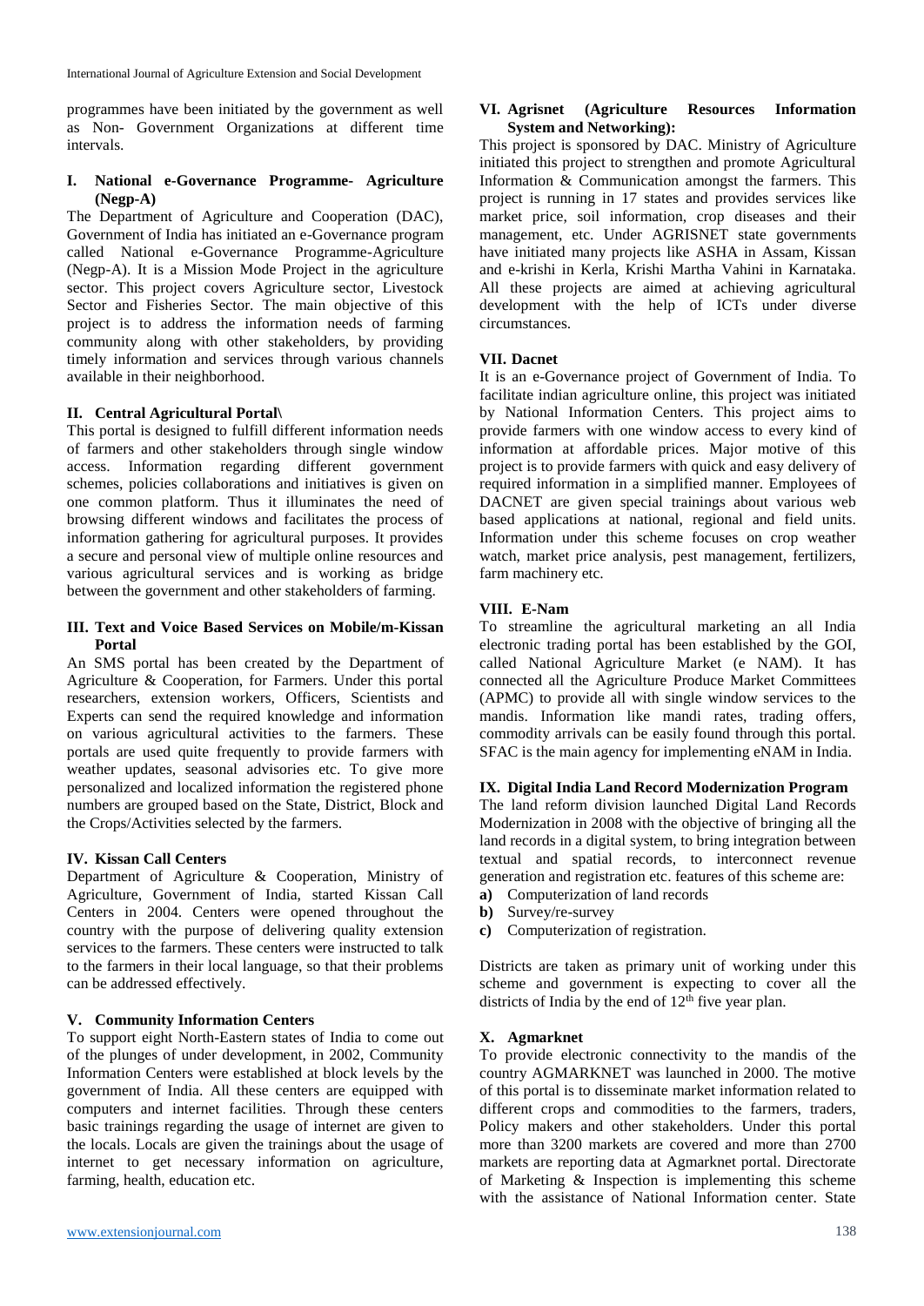programmes have been initiated by the government as well as Non- Government Organizations at different time intervals.

### I. National e-Governance Programme- Agriculture (Negp-A)

The Department of Agriculture and Cooperation (DAC), Government of India has initiated an e-Governance program called National e-Governance Programme-Agriculture (Negp-A). It is a Mission Mode Project in the agriculture sector. This project covers Agriculture sector, Livestock Sector and Fisheries Sector. The main objective of this project is to address the information needs of farming community along with other stakeholders, by providing timely information and services through various channels available in their neighborhood.

### II. Central Agricultural Portal\

This portal is designed to fulfill different information needs of farmers and other stakeholders through single window access. Information regarding different government schemes, policies collaborations and initiatives is given on one common platform. Thus it illuminates the need of browsing different windows and facilitates the process of information gathering for agricultural purposes. It provides a secure and personal view of multiple online resources and various agricultural services and is working as bridge between the government and other stakeholders of farming.

### III. Text and Voice Based Services on Mobile/m-Kissan Portal

An SMS portal has been created by the Department of Agriculture & Cooperation, for Farmers. Under this portal researchers, extension workers, Officers, Scientists and Experts can send the required knowledge and information on various agricultural activities to the farmers. These portals are used quite frequently to provide farmers with weather updates, seasonal advisories etc. To give more personalized and localized information the registered phone numbers are grouped based on the State, District, Block and the Crops/Activities selected by the farmers.

### IV. Kissan Call Centers

Department of Agriculture & Cooperation, Ministry of Agriculture, Government of India, started Kissan Call Centers in 2004. Centers were opened throughout the country with the purpose of delivering quality extension services to the farmers. These centers were instructed to talk to the farmers in their local language, so that their problems can be addressed effectively.

### V. Community Information Centers

To support eight North-Eastern states of India to come out of the plunges of under development, in 2002, Community Information Centers were established at block levels by the government of India. All these centers are equipped with computers and internet facilities. Through these centers basic trainings regarding the usage of internet are given to the locals. Locals are given the trainings about the usage of internet to get necessary information on agriculture, farming, health, education etc.

### VI. Agrisnet (Agriculture Resources Information System and Networking):

This project is sponsored by DAC. Ministry of Agriculture initiated this project to strengthen and promote Agricultural Information & Communication amongst the farmers. This project is running in 17 states and provides services like market price, soil information, crop diseases and their management, etc. Under AGRISNET state governments have initiated many projects like ASHA in Assam, Kissan and e-krishi in Kerla, Krishi Martha Vahini in Karnataka. All these projects are aimed at achieving agricultural development with the help of ICTs under diverse circumstances.

### VII. Dacnet

It is an e-Governance project of Government of India. To facilitate indian agriculture online, this project was initiated by National Information Centers. This project aims to provide farmers with one window access to every kind of information at affordable prices. Major motive of this project is to provide farmers with quick and easy delivery of required information in a simplified manner. Employees of DACNET are given special trainings about various web based applications at national, regional and field units. Information under this scheme focuses on crop weather watch, market price analysis, pest management, fertilizers, farm machinery etc.

### VIII. E-Nam

To streamline the agricultural marketing an all India electronic trading portal has been established by the GOI, called National Agriculture Market (e NAM). It has connected all the Agriculture Produce Market Committees (APMC) to provide all with single window services to the mandis. Information like mandi rates, trading offers, commodity arrivals can be easily found through this portal. SFAC is the main agency for implementing eNAM in India.

### IX. Digital India Land Record Modernization Program

The land reform division launched Digital Land Records Modernization in 2008 with the objective of bringing all the land records in a digital system, to bring integration between textual and spatial records, to interconnect revenue generation and registration etc. features of this scheme are:

- **a)** Computerization of land records
- **b)** Survey/re-survey
- **c)** Computerization of registration.

Districts are taken as primary unit of working under this scheme and government is expecting to cover all the districts of India by the end of 12th five year plan.

### X. Agmarknet

To provide electronic connectivity to the mandis of the country AGMARKNET was launched in 2000. The motive of this portal is to disseminate market information related to different crops and commodities to the farmers, traders, Policy makers and other stakeholders. Under this portal more than 3200 markets are covered and more than 2700 markets are reporting data at Agmarknet portal. Directorate of Marketing & Inspection is implementing this scheme with the assistance of National Information center. State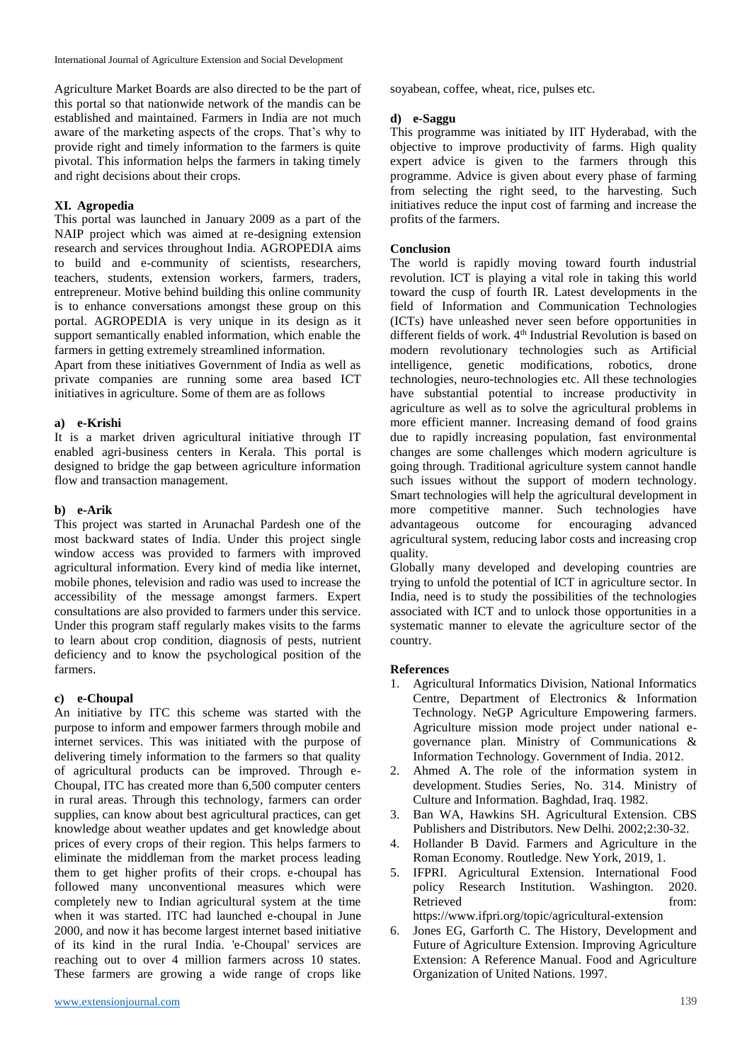Agriculture Market Boards are also directed to be the part of this portal so that nationwide network of the mandis can be established and maintained. Farmers in India are not much aware of the marketing aspects of the crops. That's why to provide right and timely information to the farmers is quite pivotal. This information helps the farmers in taking timely and right decisions about their crops.

### XI. Agropedia

This portal was launched in January 2009 as a part of the NAIP project which was aimed at re-designing extension research and services throughout India. AGROPEDIA aims to build and e-community of scientists, researchers, teachers, students, extension workers, farmers, traders, entrepreneur. Motive behind building this online community is to enhance conversations amongst these group on this portal. AGROPEDIA is very unique in its design as it support semantically enabled information, which enable the farmers in getting extremely streamlined information.

Apart from these initiatives Government of India as well as private companies are running some area based ICT initiatives in agriculture. Some of them are as follows

#### a) e-Krishi

It is a market driven agricultural initiative through IT enabled agri-business centers in Kerala. This portal is designed to bridge the gap between agriculture information flow and transaction management.

#### b) e-Arik

This project was started in Arunachal Pardesh one of the most backward states of India. Under this project single window access was provided to farmers with improved agricultural information. Every kind of media like internet, mobile phones, television and radio was used to increase the accessibility of the message amongst farmers. Expert consultations are also provided to farmers under this service. Under this program staff regularly makes visits to the farms to learn about crop condition, diagnosis of pests, nutrient deficiency and to know the psychological position of the farmers.

#### c) e-Choupal

An initiative by ITC this scheme was started with the purpose to inform and empower farmers through mobile and internet services. This was initiated with the purpose of delivering timely information to the farmers so that quality of agricultural products can be improved. Through e-Choupal, ITC has created more than 6,500 computer centers in rural areas. Through this technology, farmers can order supplies, can know about best agricultural practices, can get knowledge about weather updates and get knowledge about prices of every crops of their region. This helps farmers to eliminate the middleman from the market process leading them to get higher profits of their crops. e-choupal has followed many unconventional measures which were completely new to Indian agricultural system at the time when it was started. ITC had launched e-choupal in June 2000, and now it has become largest internet based initiative of its kind in the rural India. 'e-Choupal' services are reaching out to over 4 million farmers across 10 states. These farmers are growing a wide range of crops like soyabean, coffee, wheat, rice, pulses etc.

#### d) e-Saggu

This programme was initiated by IIT Hyderabad, with the objective to improve productivity of farms. High quality expert advice is given to the farmers through this programme. Advice is given about every phase of farming from selecting the right seed, to the harvesting. Such initiatives reduce the input cost of farming and increase the profits of the farmers.

## Conclusion

The world is rapidly moving toward fourth industrial revolution. ICT is playing a vital role in taking this world toward the cusp of fourth IR. Latest developments in the field of Information and Communication Technologies (ICTs) have unleashed never seen before opportunities in different fields of work. 4th Industrial Revolution is based on modern revolutionary technologies such as Artificial intelligence, genetic modifications, robotics, drone technologies, neuro-technologies etc. All these technologies have substantial potential to increase productivity in agriculture as well as to solve the agricultural problems in more efficient manner. Increasing demand of food grains due to rapidly increasing population, fast environmental changes are some challenges which modern agriculture is going through. Traditional agriculture system cannot handle such issues without the support of modern technology. Smart technologies will help the agricultural development in more competitive manner. Such technologies have advantageous outcome for encouraging advanced agricultural system, reducing labor costs and increasing crop quality.

Globally many developed and developing countries are trying to unfold the potential of ICT in agriculture sector. In India, need is to study the possibilities of the technologies associated with ICT and to unlock those opportunities in a systematic manner to elevate the agriculture sector of the country.

## References

1. Agricultural Informatics Division, National Informatics Centre, Department of Electronics & Information Technology. NeGP Agriculture Empowering farmers. Agriculture mission mode project under national e-governance plan. Ministry of Communications & Information Technology. Government of India. 2012.
2. Ahmed A. The role of the information system in development. Studies Series, No. 314. Ministry of Culture and Information. Baghdad, Iraq. 1982.
3. Ban WA, Hawkins SH. Agricultural Extension. CBS Publishers and Distributors. New Delhi. 2002;2:30-32.
4. Hollander B David. Farmers and Agriculture in the Roman Economy. Routledge. New York, 2019, 1.
5. IFPRI. Agricultural Extension. International Food policy Research Institution. Washington. 2020. Retrieved from: https://www.ifpri.org/topic/agricultural-extension
6. Jones EG, Garforth C. The History, Development and Future of Agriculture Extension. Improving Agriculture Extension: A Reference Manual. Food and Agriculture Organization of United Nations. 1997.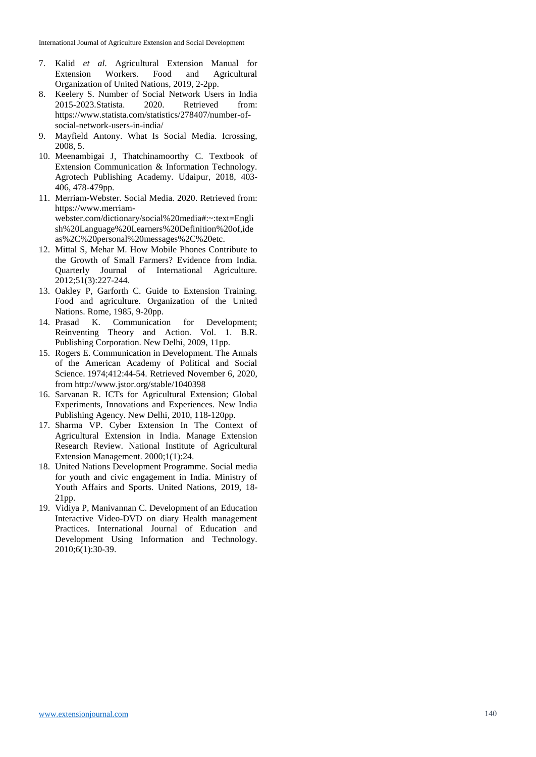7. Kalid *et al.* Agricultural Extension Manual for Extension Workers. Food and Agricultural Organization of United Nations, 2019, 2-2pp.
8. Keelery S. Number of Social Network Users in India 2015-2023.Statista. 2020. Retrieved from: https://www.statista.com/statistics/278407/number-of-social-network-users-in-india/
9. Mayfield Antony. What Is Social Media. Icrossing, 2008, 5.
10. Meenambigai J, Thatchinamoorthy C. Textbook of Extension Communication & Information Technology. Agrotech Publishing Academy. Udaipur, 2018, 403-406, 478-479pp.
11. Merriam-Webster. Social Media. 2020. Retrieved from: https://www.merriam-webster.com/dictionary/social%20media#:~:text=English%20Language%20Learners%20Definition%20of,ideas%2C%20personal%20messages%2C%20etc.
12. Mittal S, Mehar M. How Mobile Phones Contribute to the Growth of Small Farmers? Evidence from India. Quarterly Journal of International Agriculture. 2012;51(3):227-244.
13. Oakley P, Garforth C. Guide to Extension Training. Food and agriculture. Organization of the United Nations. Rome, 1985, 9-20pp.
14. Prasad K. Communication for Development; Reinventing Theory and Action. Vol. 1. B.R. Publishing Corporation. New Delhi, 2009, 11pp.
15. Rogers E. Communication in Development. The Annals of the American Academy of Political and Social Science. 1974;412:44-54. Retrieved November 6, 2020, from http://www.jstor.org/stable/1040398
16. Sarvanan R. ICTs for Agricultural Extension; Global Experiments, Innovations and Experiences. New India Publishing Agency. New Delhi, 2010, 118-120pp.
17. Sharma VP. Cyber Extension In The Context of Agricultural Extension in India. Manage Extension Research Review. National Institute of Agricultural Extension Management. 2000;1(1):24.
18. United Nations Development Programme. Social media for youth and civic engagement in India. Ministry of Youth Affairs and Sports. United Nations, 2019, 18-21pp.
19. Vidiya P, Manivannan C. Development of an Education Interactive Video-DVD on diary Health management Practices. International Journal of Education and Development Using Information and Technology. 2010;6(1):30-39.